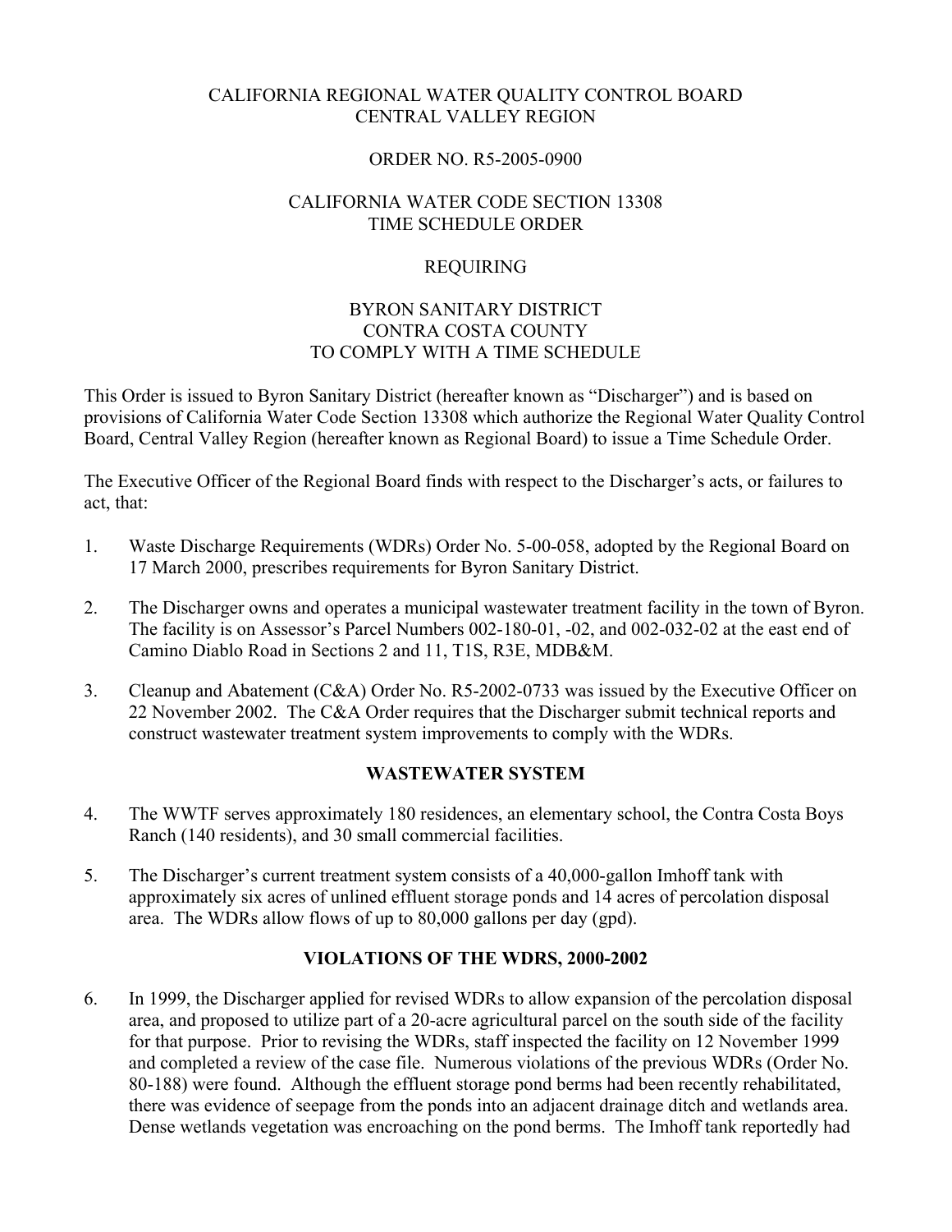CALIFORNIA REGIONAL WATER QUALITY CONTROL BOARD
CENTRAL VALLEY REGION

ORDER NO. R5-2005-0900

CALIFORNIA WATER CODE SECTION 13308
TIME SCHEDULE ORDER

REQUIRING

BYRON SANITARY DISTRICT
CONTRA COSTA COUNTY
TO COMPLY WITH A TIME SCHEDULE

This Order is issued to Byron Sanitary District (hereafter known as "Discharger") and is based on provisions of California Water Code Section 13308 which authorize the Regional Water Quality Control Board, Central Valley Region (hereafter known as Regional Board) to issue a Time Schedule Order.

The Executive Officer of the Regional Board finds with respect to the Discharger's acts, or failures to act, that:

1. Waste Discharge Requirements (WDRs) Order No. 5-00-058, adopted by the Regional Board on 17 March 2000, prescribes requirements for Byron Sanitary District.

2. The Discharger owns and operates a municipal wastewater treatment facility in the town of Byron. The facility is on Assessor's Parcel Numbers 002-180-01, -02, and 002-032-02 at the east end of Camino Diablo Road in Sections 2 and 11, T1S, R3E, MDB&M.

3. Cleanup and Abatement (C&A) Order No. R5-2002-0733 was issued by the Executive Officer on 22 November 2002. The C&A Order requires that the Discharger submit technical reports and construct wastewater treatment system improvements to comply with the WDRs.

## WASTEWATER SYSTEM

4. The WWTF serves approximately 180 residences, an elementary school, the Contra Costa Boys Ranch (140 residents), and 30 small commercial facilities.

5. The Discharger's current treatment system consists of a 40,000-gallon Imhoff tank with approximately six acres of unlined effluent storage ponds and 14 acres of percolation disposal area. The WDRs allow flows of up to 80,000 gallons per day (gpd).

## VIOLATIONS OF THE WDRS, 2000-2002

6. In 1999, the Discharger applied for revised WDRs to allow expansion of the percolation disposal area, and proposed to utilize part of a 20-acre agricultural parcel on the south side of the facility for that purpose. Prior to revising the WDRs, staff inspected the facility on 12 November 1999 and completed a review of the case file. Numerous violations of the previous WDRs (Order No. 80-188) were found. Although the effluent storage pond berms had been recently rehabilitated, there was evidence of seepage from the ponds into an adjacent drainage ditch and wetlands area. Dense wetlands vegetation was encroaching on the pond berms. The Imhoff tank reportedly had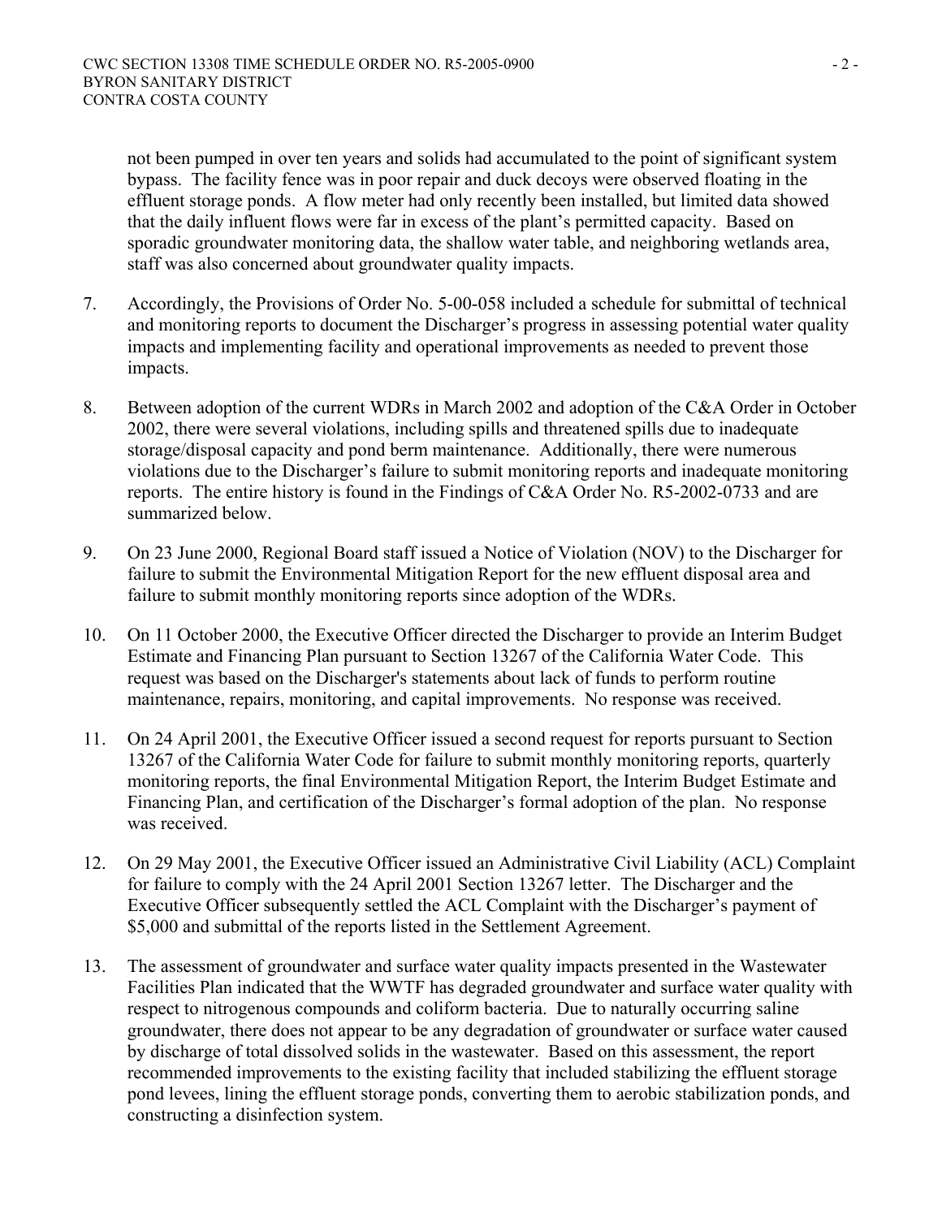not been pumped in over ten years and solids had accumulated to the point of significant system bypass. The facility fence was in poor repair and duck decoys were observed floating in the effluent storage ponds. A flow meter had only recently been installed, but limited data showed that the daily influent flows were far in excess of the plant's permitted capacity. Based on sporadic groundwater monitoring data, the shallow water table, and neighboring wetlands area, staff was also concerned about groundwater quality impacts.

7. Accordingly, the Provisions of Order No. 5-00-058 included a schedule for submittal of technical and monitoring reports to document the Discharger's progress in assessing potential water quality impacts and implementing facility and operational improvements as needed to prevent those impacts.

8. Between adoption of the current WDRs in March 2002 and adoption of the C&A Order in October 2002, there were several violations, including spills and threatened spills due to inadequate storage/disposal capacity and pond berm maintenance. Additionally, there were numerous violations due to the Discharger's failure to submit monitoring reports and inadequate monitoring reports. The entire history is found in the Findings of C&A Order No. R5-2002-0733 and are summarized below.

9. On 23 June 2000, Regional Board staff issued a Notice of Violation (NOV) to the Discharger for failure to submit the Environmental Mitigation Report for the new effluent disposal area and failure to submit monthly monitoring reports since adoption of the WDRs.

10. On 11 October 2000, the Executive Officer directed the Discharger to provide an Interim Budget Estimate and Financing Plan pursuant to Section 13267 of the California Water Code. This request was based on the Discharger's statements about lack of funds to perform routine maintenance, repairs, monitoring, and capital improvements. No response was received.

11. On 24 April 2001, the Executive Officer issued a second request for reports pursuant to Section 13267 of the California Water Code for failure to submit monthly monitoring reports, quarterly monitoring reports, the final Environmental Mitigation Report, the Interim Budget Estimate and Financing Plan, and certification of the Discharger's formal adoption of the plan. No response was received.

12. On 29 May 2001, the Executive Officer issued an Administrative Civil Liability (ACL) Complaint for failure to comply with the 24 April 2001 Section 13267 letter. The Discharger and the Executive Officer subsequently settled the ACL Complaint with the Discharger's payment of $5,000 and submittal of the reports listed in the Settlement Agreement.

13. The assessment of groundwater and surface water quality impacts presented in the Wastewater Facilities Plan indicated that the WWTF has degraded groundwater and surface water quality with respect to nitrogenous compounds and coliform bacteria. Due to naturally occurring saline groundwater, there does not appear to be any degradation of groundwater or surface water caused by discharge of total dissolved solids in the wastewater. Based on this assessment, the report recommended improvements to the existing facility that included stabilizing the effluent storage pond levees, lining the effluent storage ponds, converting them to aerobic stabilization ponds, and constructing a disinfection system.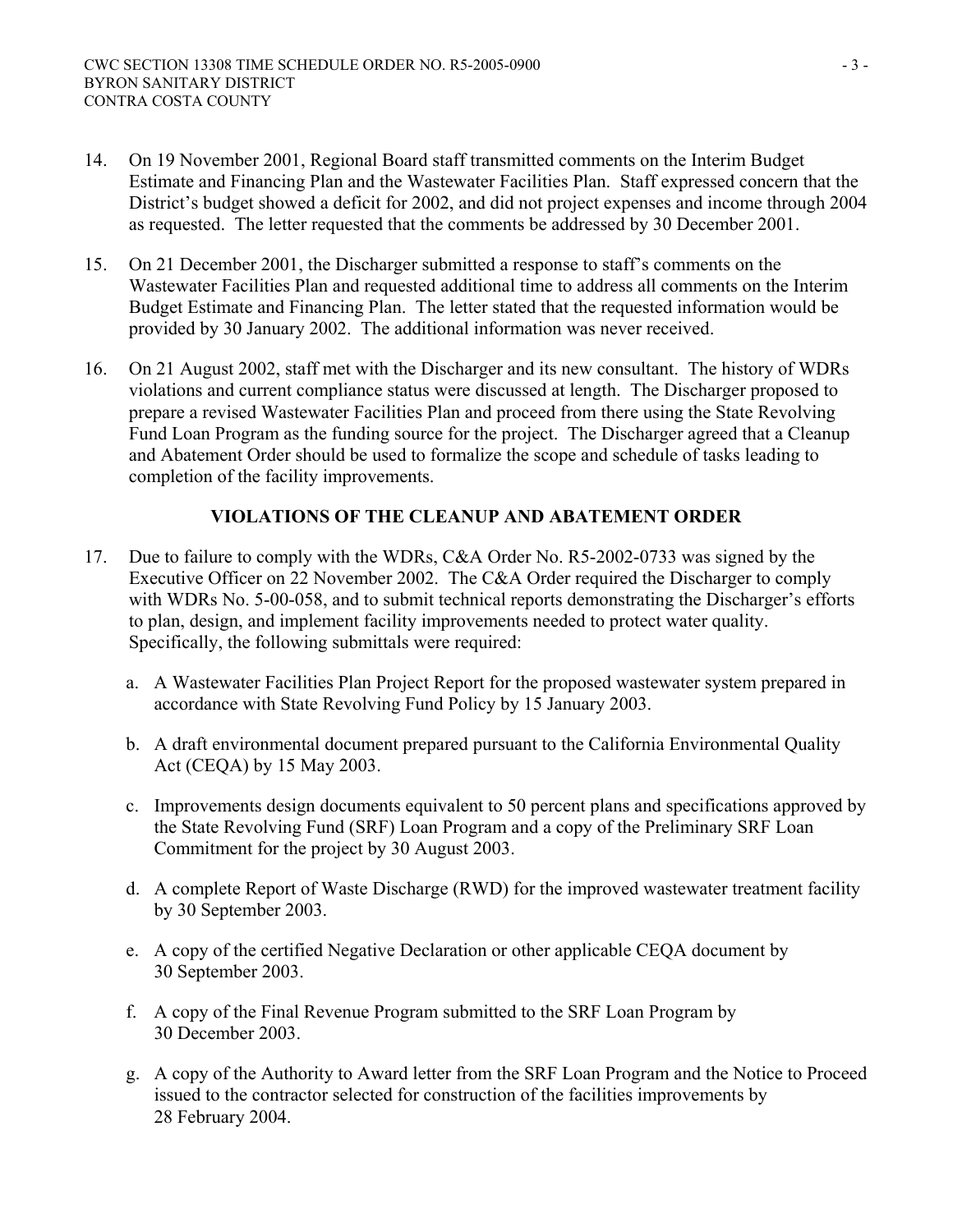14. On 19 November 2001, Regional Board staff transmitted comments on the Interim Budget Estimate and Financing Plan and the Wastewater Facilities Plan. Staff expressed concern that the District's budget showed a deficit for 2002, and did not project expenses and income through 2004 as requested. The letter requested that the comments be addressed by 30 December 2001.

15. On 21 December 2001, the Discharger submitted a response to staff's comments on the Wastewater Facilities Plan and requested additional time to address all comments on the Interim Budget Estimate and Financing Plan. The letter stated that the requested information would be provided by 30 January 2002. The additional information was never received.

16. On 21 August 2002, staff met with the Discharger and its new consultant. The history of WDRs violations and current compliance status were discussed at length. The Discharger proposed to prepare a revised Wastewater Facilities Plan and proceed from there using the State Revolving Fund Loan Program as the funding source for the project. The Discharger agreed that a Cleanup and Abatement Order should be used to formalize the scope and schedule of tasks leading to completion of the facility improvements.

## VIOLATIONS OF THE CLEANUP AND ABATEMENT ORDER

17. Due to failure to comply with the WDRs, C&A Order No. R5-2002-0733 was signed by the Executive Officer on 22 November 2002. The C&A Order required the Discharger to comply with WDRs No. 5-00-058, and to submit technical reports demonstrating the Discharger's efforts to plan, design, and implement facility improvements needed to protect water quality. Specifically, the following submittals were required:

    a. A Wastewater Facilities Plan Project Report for the proposed wastewater system prepared in accordance with State Revolving Fund Policy by 15 January 2003.

    b. A draft environmental document prepared pursuant to the California Environmental Quality Act (CEQA) by 15 May 2003.

    c. Improvements design documents equivalent to 50 percent plans and specifications approved by the State Revolving Fund (SRF) Loan Program and a copy of the Preliminary SRF Loan Commitment for the project by 30 August 2003.

    d. A complete Report of Waste Discharge (RWD) for the improved wastewater treatment facility by 30 September 2003.

    e. A copy of the certified Negative Declaration or other applicable CEQA document by 30 September 2003.

    f. A copy of the Final Revenue Program submitted to the SRF Loan Program by 30 December 2003.

    g. A copy of the Authority to Award letter from the SRF Loan Program and the Notice to Proceed issued to the contractor selected for construction of the facilities improvements by 28 February 2004.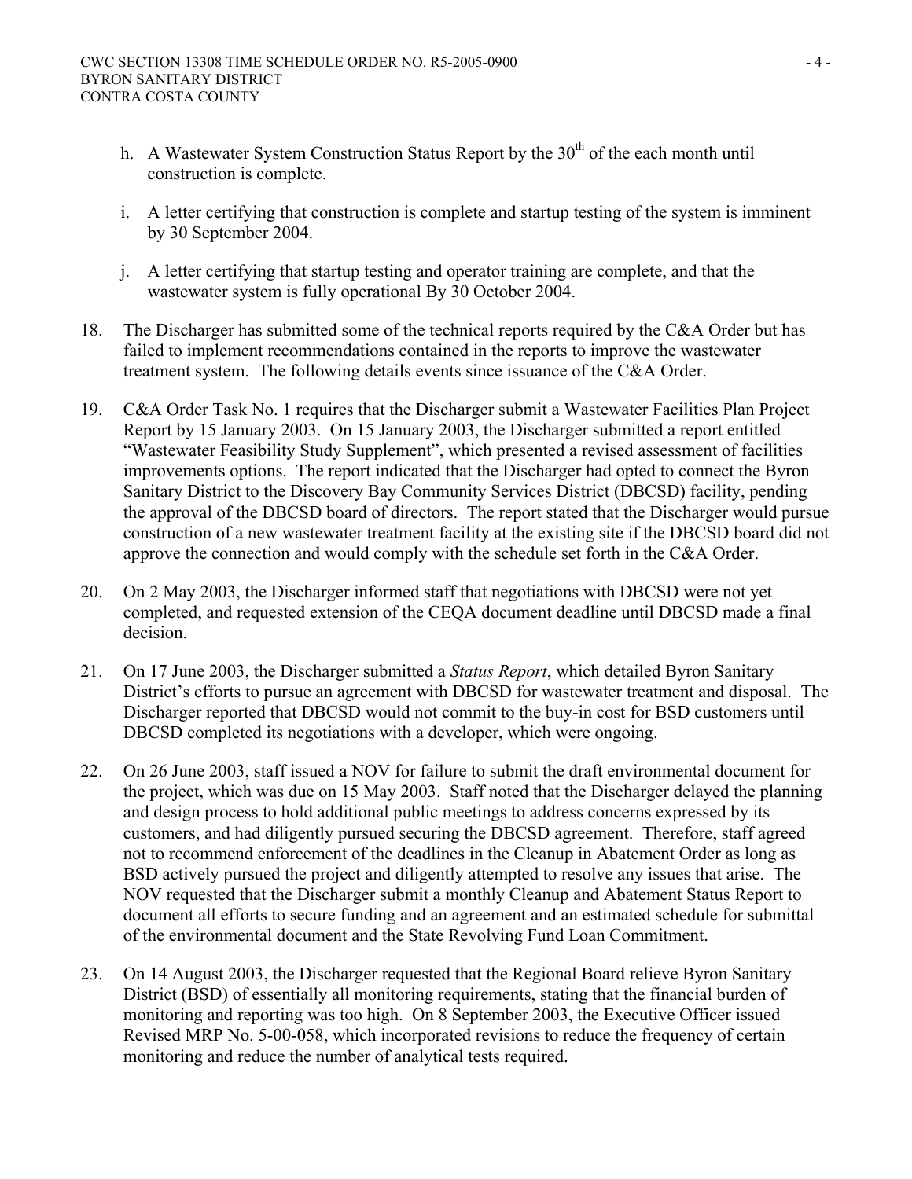h. A Wastewater System Construction Status Report by the 30th of the each month until construction is complete.

i. A letter certifying that construction is complete and startup testing of the system is imminent by 30 September 2004.

j. A letter certifying that startup testing and operator training are complete, and that the wastewater system is fully operational By 30 October 2004.

18. The Discharger has submitted some of the technical reports required by the C&A Order but has failed to implement recommendations contained in the reports to improve the wastewater treatment system. The following details events since issuance of the C&A Order.

19. C&A Order Task No. 1 requires that the Discharger submit a Wastewater Facilities Plan Project Report by 15 January 2003. On 15 January 2003, the Discharger submitted a report entitled "Wastewater Feasibility Study Supplement", which presented a revised assessment of facilities improvements options. The report indicated that the Discharger had opted to connect the Byron Sanitary District to the Discovery Bay Community Services District (DBCSD) facility, pending the approval of the DBCSD board of directors. The report stated that the Discharger would pursue construction of a new wastewater treatment facility at the existing site if the DBCSD board did not approve the connection and would comply with the schedule set forth in the C&A Order.

20. On 2 May 2003, the Discharger informed staff that negotiations with DBCSD were not yet completed, and requested extension of the CEQA document deadline until DBCSD made a final decision.

21. On 17 June 2003, the Discharger submitted a *Status Report*, which detailed Byron Sanitary District's efforts to pursue an agreement with DBCSD for wastewater treatment and disposal. The Discharger reported that DBCSD would not commit to the buy-in cost for BSD customers until DBCSD completed its negotiations with a developer, which were ongoing.

22. On 26 June 2003, staff issued a NOV for failure to submit the draft environmental document for the project, which was due on 15 May 2003. Staff noted that the Discharger delayed the planning and design process to hold additional public meetings to address concerns expressed by its customers, and had diligently pursued securing the DBCSD agreement. Therefore, staff agreed not to recommend enforcement of the deadlines in the Cleanup in Abatement Order as long as BSD actively pursued the project and diligently attempted to resolve any issues that arise. The NOV requested that the Discharger submit a monthly Cleanup and Abatement Status Report to document all efforts to secure funding and an agreement and an estimated schedule for submittal of the environmental document and the State Revolving Fund Loan Commitment.

23. On 14 August 2003, the Discharger requested that the Regional Board relieve Byron Sanitary District (BSD) of essentially all monitoring requirements, stating that the financial burden of monitoring and reporting was too high. On 8 September 2003, the Executive Officer issued Revised MRP No. 5-00-058, which incorporated revisions to reduce the frequency of certain monitoring and reduce the number of analytical tests required.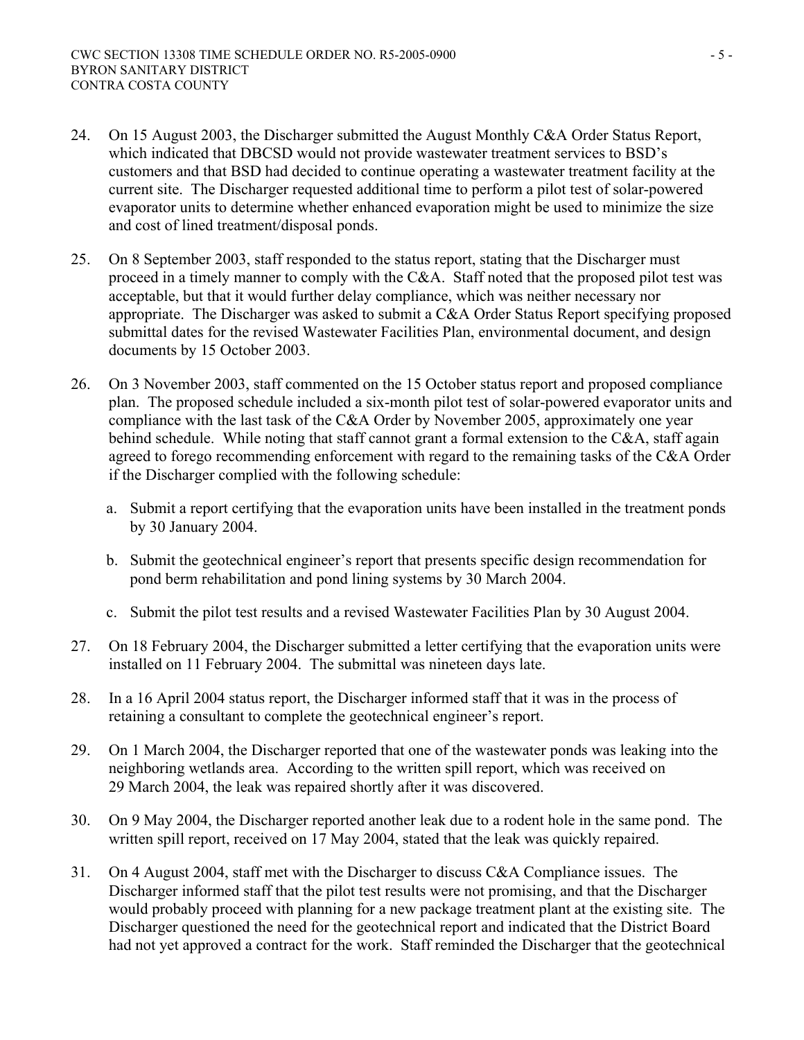24. On 15 August 2003, the Discharger submitted the August Monthly C&A Order Status Report, which indicated that DBCSD would not provide wastewater treatment services to BSD's customers and that BSD had decided to continue operating a wastewater treatment facility at the current site. The Discharger requested additional time to perform a pilot test of solar-powered evaporator units to determine whether enhanced evaporation might be used to minimize the size and cost of lined treatment/disposal ponds.

25. On 8 September 2003, staff responded to the status report, stating that the Discharger must proceed in a timely manner to comply with the C&A. Staff noted that the proposed pilot test was acceptable, but that it would further delay compliance, which was neither necessary nor appropriate. The Discharger was asked to submit a C&A Order Status Report specifying proposed submittal dates for the revised Wastewater Facilities Plan, environmental document, and design documents by 15 October 2003.

26. On 3 November 2003, staff commented on the 15 October status report and proposed compliance plan. The proposed schedule included a six-month pilot test of solar-powered evaporator units and compliance with the last task of the C&A Order by November 2005, approximately one year behind schedule. While noting that staff cannot grant a formal extension to the C&A, staff again agreed to forego recommending enforcement with regard to the remaining tasks of the C&A Order if the Discharger complied with the following schedule:

    a. Submit a report certifying that the evaporation units have been installed in the treatment ponds by 30 January 2004.

    b. Submit the geotechnical engineer's report that presents specific design recommendation for pond berm rehabilitation and pond lining systems by 30 March 2004.

    c. Submit the pilot test results and a revised Wastewater Facilities Plan by 30 August 2004.

27. On 18 February 2004, the Discharger submitted a letter certifying that the evaporation units were installed on 11 February 2004. The submittal was nineteen days late.

28. In a 16 April 2004 status report, the Discharger informed staff that it was in the process of retaining a consultant to complete the geotechnical engineer's report.

29. On 1 March 2004, the Discharger reported that one of the wastewater ponds was leaking into the neighboring wetlands area. According to the written spill report, which was received on 29 March 2004, the leak was repaired shortly after it was discovered.

30. On 9 May 2004, the Discharger reported another leak due to a rodent hole in the same pond. The written spill report, received on 17 May 2004, stated that the leak was quickly repaired.

31. On 4 August 2004, staff met with the Discharger to discuss C&A Compliance issues. The Discharger informed staff that the pilot test results were not promising, and that the Discharger would probably proceed with planning for a new package treatment plant at the existing site. The Discharger questioned the need for the geotechnical report and indicated that the District Board had not yet approved a contract for the work. Staff reminded the Discharger that the geotechnical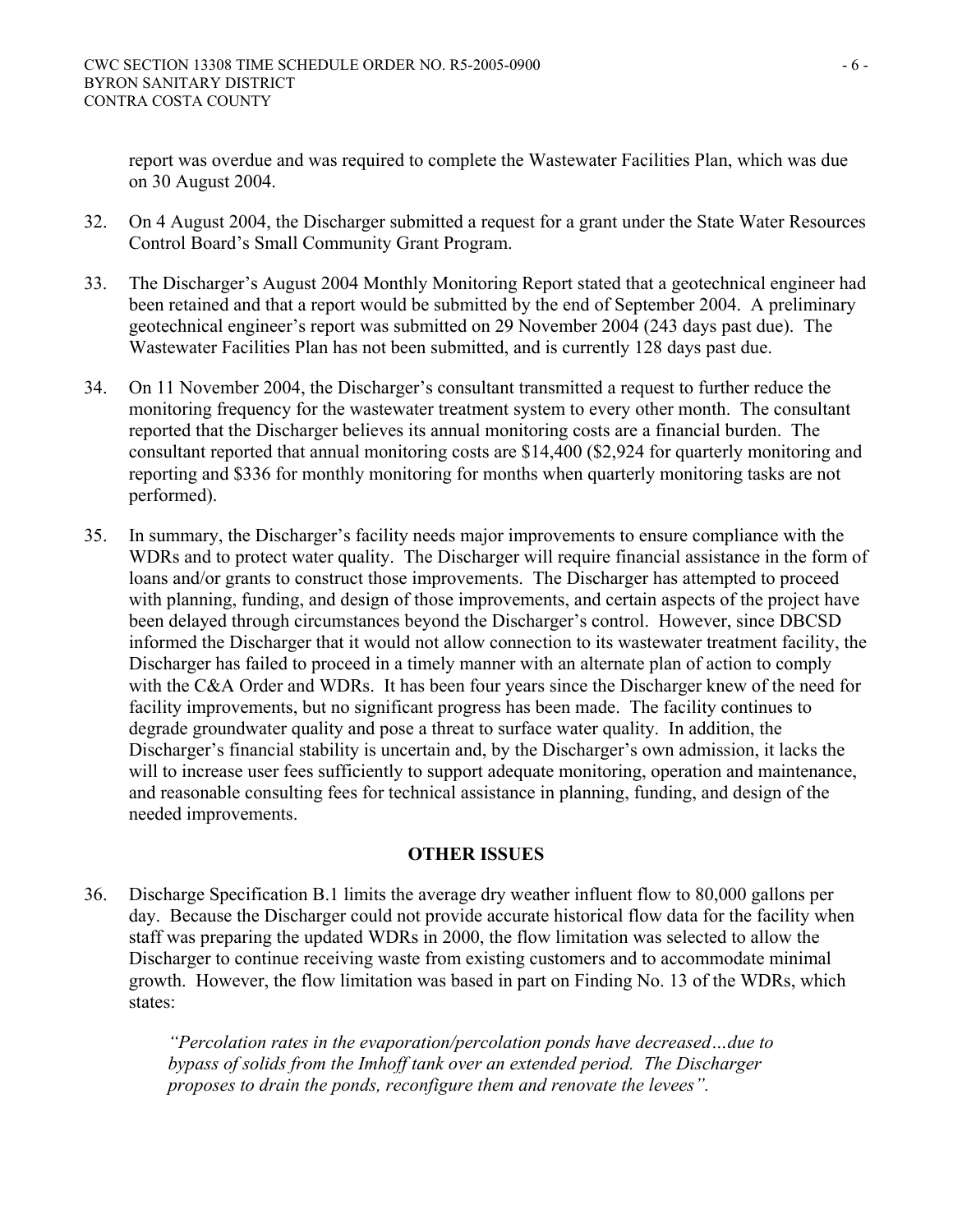report was overdue and was required to complete the Wastewater Facilities Plan, which was due on 30 August 2004.

32. On 4 August 2004, the Discharger submitted a request for a grant under the State Water Resources Control Board's Small Community Grant Program.

33. The Discharger's August 2004 Monthly Monitoring Report stated that a geotechnical engineer had been retained and that a report would be submitted by the end of September 2004. A preliminary geotechnical engineer's report was submitted on 29 November 2004 (243 days past due). The Wastewater Facilities Plan has not been submitted, and is currently 128 days past due.

34. On 11 November 2004, the Discharger's consultant transmitted a request to further reduce the monitoring frequency for the wastewater treatment system to every other month. The consultant reported that the Discharger believes its annual monitoring costs are a financial burden. The consultant reported that annual monitoring costs are $14,400 ($2,924 for quarterly monitoring and reporting and $336 for monthly monitoring for months when quarterly monitoring tasks are not performed).

35. In summary, the Discharger's facility needs major improvements to ensure compliance with the WDRs and to protect water quality. The Discharger will require financial assistance in the form of loans and/or grants to construct those improvements. The Discharger has attempted to proceed with planning, funding, and design of those improvements, and certain aspects of the project have been delayed through circumstances beyond the Discharger's control. However, since DBCSD informed the Discharger that it would not allow connection to its wastewater treatment facility, the Discharger has failed to proceed in a timely manner with an alternate plan of action to comply with the C&A Order and WDRs. It has been four years since the Discharger knew of the need for facility improvements, but no significant progress has been made. The facility continues to degrade groundwater quality and pose a threat to surface water quality. In addition, the Discharger's financial stability is uncertain and, by the Discharger's own admission, it lacks the will to increase user fees sufficiently to support adequate monitoring, operation and maintenance, and reasonable consulting fees for technical assistance in planning, funding, and design of the needed improvements.

## OTHER ISSUES

36. Discharge Specification B.1 limits the average dry weather influent flow to 80,000 gallons per day. Because the Discharger could not provide accurate historical flow data for the facility when staff was preparing the updated WDRs in 2000, the flow limitation was selected to allow the Discharger to continue receiving waste from existing customers and to accommodate minimal growth. However, the flow limitation was based in part on Finding No. 13 of the WDRs, which states:

    *"Percolation rates in the evaporation/percolation ponds have decreased…due to bypass of solids from the Imhoff tank over an extended period. The Discharger proposes to drain the ponds, reconfigure them and renovate the levees".*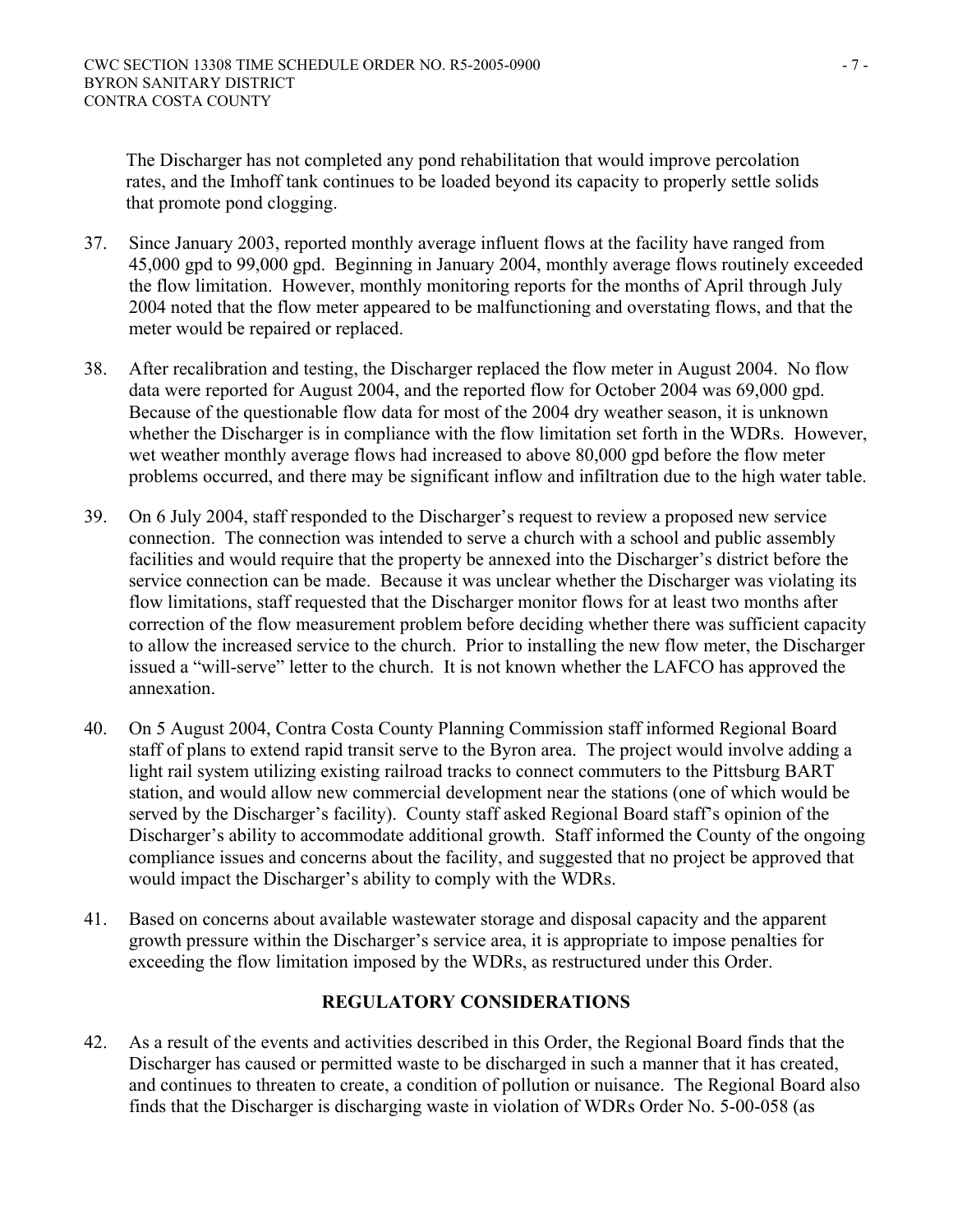The Discharger has not completed any pond rehabilitation that would improve percolation rates, and the Imhoff tank continues to be loaded beyond its capacity to properly settle solids that promote pond clogging.

37. Since January 2003, reported monthly average influent flows at the facility have ranged from 45,000 gpd to 99,000 gpd. Beginning in January 2004, monthly average flows routinely exceeded the flow limitation. However, monthly monitoring reports for the months of April through July 2004 noted that the flow meter appeared to be malfunctioning and overstating flows, and that the meter would be repaired or replaced.

38. After recalibration and testing, the Discharger replaced the flow meter in August 2004. No flow data were reported for August 2004, and the reported flow for October 2004 was 69,000 gpd. Because of the questionable flow data for most of the 2004 dry weather season, it is unknown whether the Discharger is in compliance with the flow limitation set forth in the WDRs. However, wet weather monthly average flows had increased to above 80,000 gpd before the flow meter problems occurred, and there may be significant inflow and infiltration due to the high water table.

39. On 6 July 2004, staff responded to the Discharger's request to review a proposed new service connection. The connection was intended to serve a church with a school and public assembly facilities and would require that the property be annexed into the Discharger's district before the service connection can be made. Because it was unclear whether the Discharger was violating its flow limitations, staff requested that the Discharger monitor flows for at least two months after correction of the flow measurement problem before deciding whether there was sufficient capacity to allow the increased service to the church. Prior to installing the new flow meter, the Discharger issued a "will-serve" letter to the church. It is not known whether the LAFCO has approved the annexation.

40. On 5 August 2004, Contra Costa County Planning Commission staff informed Regional Board staff of plans to extend rapid transit serve to the Byron area. The project would involve adding a light rail system utilizing existing railroad tracks to connect commuters to the Pittsburg BART station, and would allow new commercial development near the stations (one of which would be served by the Discharger's facility). County staff asked Regional Board staff's opinion of the Discharger's ability to accommodate additional growth. Staff informed the County of the ongoing compliance issues and concerns about the facility, and suggested that no project be approved that would impact the Discharger's ability to comply with the WDRs.

41. Based on concerns about available wastewater storage and disposal capacity and the apparent growth pressure within the Discharger's service area, it is appropriate to impose penalties for exceeding the flow limitation imposed by the WDRs, as restructured under this Order.

## REGULATORY CONSIDERATIONS

42. As a result of the events and activities described in this Order, the Regional Board finds that the Discharger has caused or permitted waste to be discharged in such a manner that it has created, and continues to threaten to create, a condition of pollution or nuisance. The Regional Board also finds that the Discharger is discharging waste in violation of WDRs Order No. 5-00-058 (as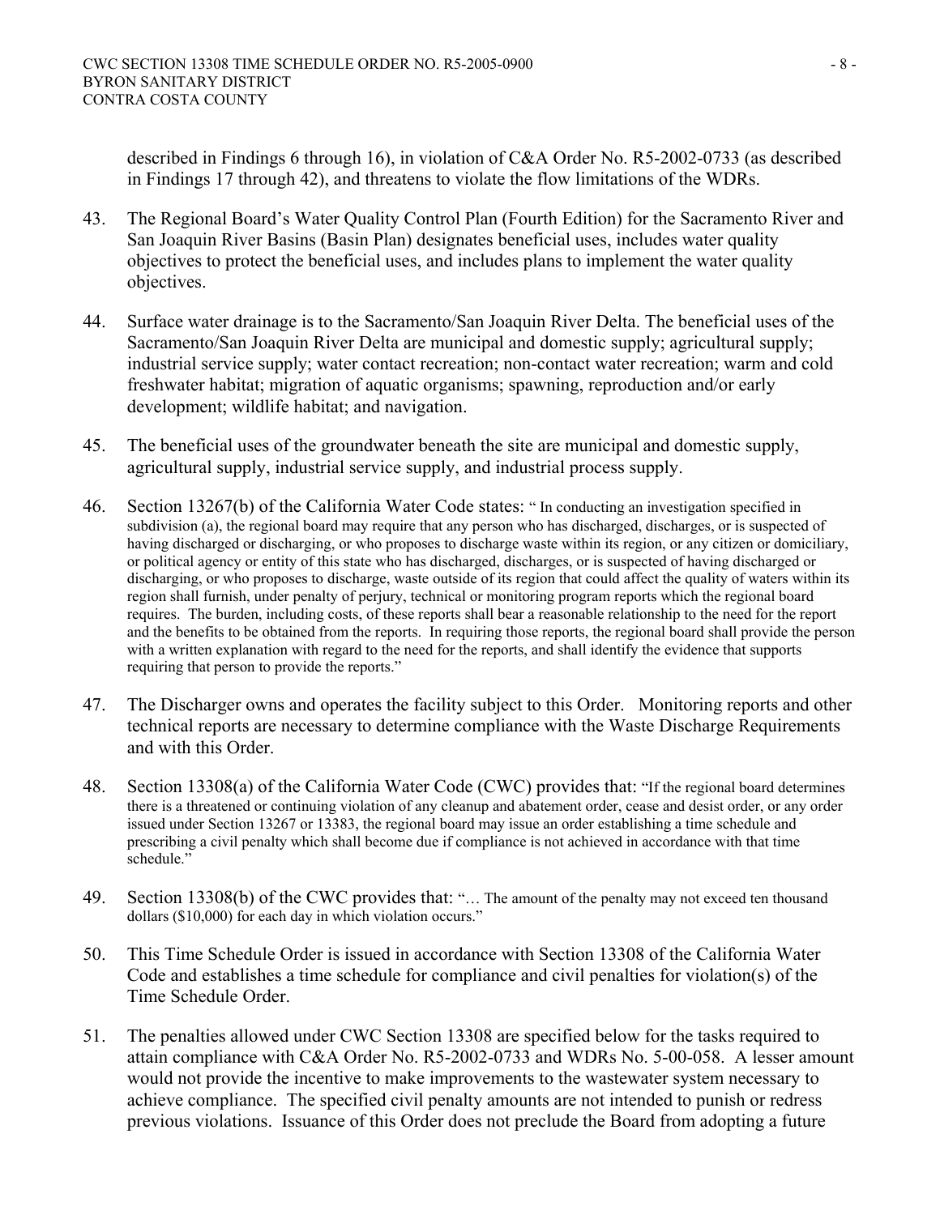described in Findings 6 through 16), in violation of C&A Order No. R5-2002-0733 (as described in Findings 17 through 42), and threatens to violate the flow limitations of the WDRs.

43. The Regional Board's Water Quality Control Plan (Fourth Edition) for the Sacramento River and San Joaquin River Basins (Basin Plan) designates beneficial uses, includes water quality objectives to protect the beneficial uses, and includes plans to implement the water quality objectives.

44. Surface water drainage is to the Sacramento/San Joaquin River Delta. The beneficial uses of the Sacramento/San Joaquin River Delta are municipal and domestic supply; agricultural supply; industrial service supply; water contact recreation; non-contact water recreation; warm and cold freshwater habitat; migration of aquatic organisms; spawning, reproduction and/or early development; wildlife habitat; and navigation.

45. The beneficial uses of the groundwater beneath the site are municipal and domestic supply, agricultural supply, industrial service supply, and industrial process supply.

46. Section 13267(b) of the California Water Code states: " In conducting an investigation specified in subdivision (a), the regional board may require that any person who has discharged, discharges, or is suspected of having discharged or discharging, or who proposes to discharge waste within its region, or any citizen or domiciliary, or political agency or entity of this state who has discharged, discharges, or is suspected of having discharged or discharging, or who proposes to discharge, waste outside of its region that could affect the quality of waters within its region shall furnish, under penalty of perjury, technical or monitoring program reports which the regional board requires. The burden, including costs, of these reports shall bear a reasonable relationship to the need for the report and the benefits to be obtained from the reports. In requiring those reports, the regional board shall provide the person with a written explanation with regard to the need for the reports, and shall identify the evidence that supports requiring that person to provide the reports."

47. The Discharger owns and operates the facility subject to this Order. Monitoring reports and other technical reports are necessary to determine compliance with the Waste Discharge Requirements and with this Order.

48. Section 13308(a) of the California Water Code (CWC) provides that: "If the regional board determines there is a threatened or continuing violation of any cleanup and abatement order, cease and desist order, or any order issued under Section 13267 or 13383, the regional board may issue an order establishing a time schedule and prescribing a civil penalty which shall become due if compliance is not achieved in accordance with that time schedule."

49. Section 13308(b) of the CWC provides that: "… The amount of the penalty may not exceed ten thousand dollars ($10,000) for each day in which violation occurs."

50. This Time Schedule Order is issued in accordance with Section 13308 of the California Water Code and establishes a time schedule for compliance and civil penalties for violation(s) of the Time Schedule Order.

51. The penalties allowed under CWC Section 13308 are specified below for the tasks required to attain compliance with C&A Order No. R5-2002-0733 and WDRs No. 5-00-058. A lesser amount would not provide the incentive to make improvements to the wastewater system necessary to achieve compliance. The specified civil penalty amounts are not intended to punish or redress previous violations. Issuance of this Order does not preclude the Board from adopting a future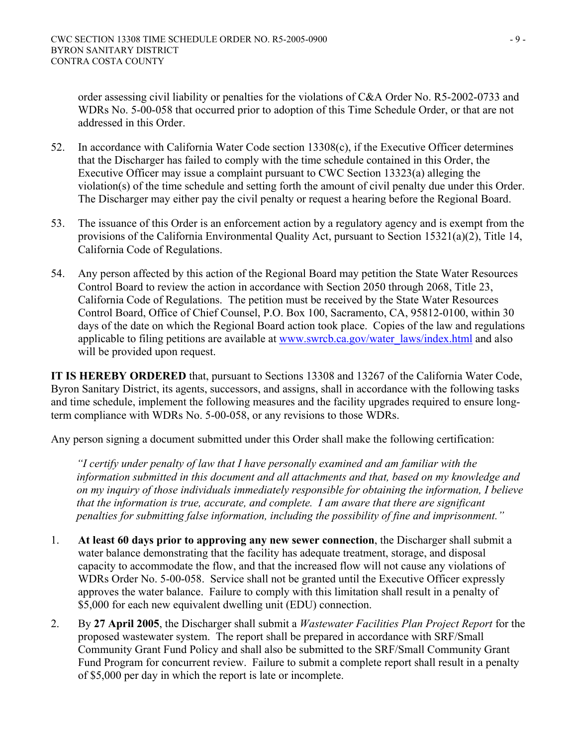order assessing civil liability or penalties for the violations of C&A Order No. R5-2002-0733 and WDRs No. 5-00-058 that occurred prior to adoption of this Time Schedule Order, or that are not addressed in this Order.

52. In accordance with California Water Code section 13308(c), if the Executive Officer determines that the Discharger has failed to comply with the time schedule contained in this Order, the Executive Officer may issue a complaint pursuant to CWC Section 13323(a) alleging the violation(s) of the time schedule and setting forth the amount of civil penalty due under this Order. The Discharger may either pay the civil penalty or request a hearing before the Regional Board.

53. The issuance of this Order is an enforcement action by a regulatory agency and is exempt from the provisions of the California Environmental Quality Act, pursuant to Section 15321(a)(2), Title 14, California Code of Regulations.

54. Any person affected by this action of the Regional Board may petition the State Water Resources Control Board to review the action in accordance with Section 2050 through 2068, Title 23, California Code of Regulations. The petition must be received by the State Water Resources Control Board, Office of Chief Counsel, P.O. Box 100, Sacramento, CA, 95812-0100, within 30 days of the date on which the Regional Board action took place. Copies of the law and regulations applicable to filing petitions are available at www.swrcb.ca.gov/water_laws/index.html and also will be provided upon request.

**IT IS HEREBY ORDERED** that, pursuant to Sections 13308 and 13267 of the California Water Code, Byron Sanitary District, its agents, successors, and assigns, shall in accordance with the following tasks and time schedule, implement the following measures and the facility upgrades required to ensure long-term compliance with WDRs No. 5-00-058, or any revisions to those WDRs.

Any person signing a document submitted under this Order shall make the following certification:

> *"I certify under penalty of law that I have personally examined and am familiar with the information submitted in this document and all attachments and that, based on my knowledge and on my inquiry of those individuals immediately responsible for obtaining the information, I believe that the information is true, accurate, and complete. I am aware that there are significant penalties for submitting false information, including the possibility of fine and imprisonment."*

1. **At least 60 days prior to approving any new sewer connection**, the Discharger shall submit a water balance demonstrating that the facility has adequate treatment, storage, and disposal capacity to accommodate the flow, and that the increased flow will not cause any violations of WDRs Order No. 5-00-058. Service shall not be granted until the Executive Officer expressly approves the water balance. Failure to comply with this limitation shall result in a penalty of $5,000 for each new equivalent dwelling unit (EDU) connection.

2. By **27 April 2005**, the Discharger shall submit a *Wastewater Facilities Plan Project Report* for the proposed wastewater system. The report shall be prepared in accordance with SRF/Small Community Grant Fund Policy and shall also be submitted to the SRF/Small Community Grant Fund Program for concurrent review. Failure to submit a complete report shall result in a penalty of $5,000 per day in which the report is late or incomplete.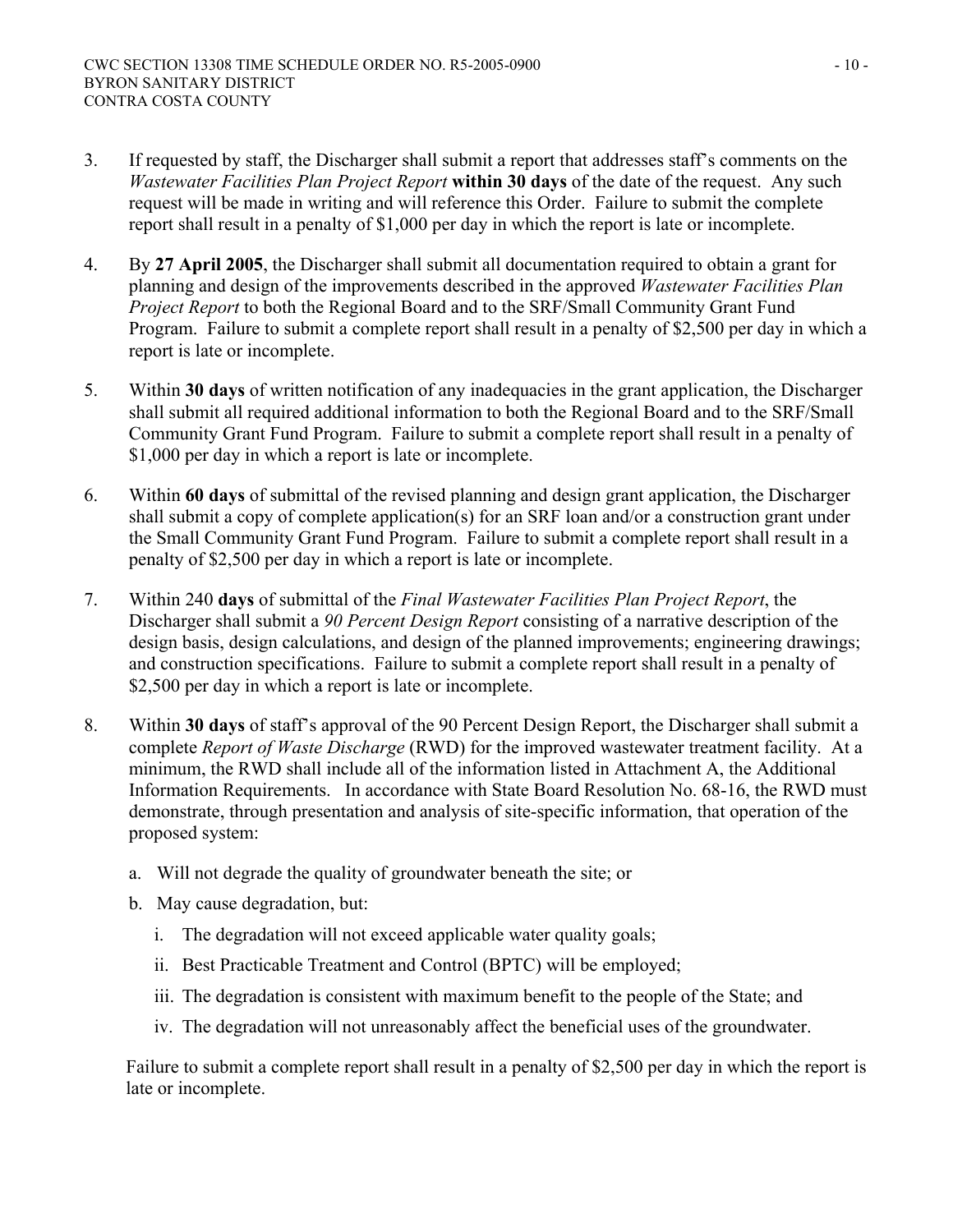3. If requested by staff, the Discharger shall submit a report that addresses staff's comments on the *Wastewater Facilities Plan Project Report* **within 30 days** of the date of the request. Any such request will be made in writing and will reference this Order. Failure to submit the complete report shall result in a penalty of $1,000 per day in which the report is late or incomplete.

4. By **27 April 2005**, the Discharger shall submit all documentation required to obtain a grant for planning and design of the improvements described in the approved *Wastewater Facilities Plan Project Report* to both the Regional Board and to the SRF/Small Community Grant Fund Program. Failure to submit a complete report shall result in a penalty of $2,500 per day in which a report is late or incomplete.

5. Within **30 days** of written notification of any inadequacies in the grant application, the Discharger shall submit all required additional information to both the Regional Board and to the SRF/Small Community Grant Fund Program. Failure to submit a complete report shall result in a penalty of $1,000 per day in which a report is late or incomplete.

6. Within **60 days** of submittal of the revised planning and design grant application, the Discharger shall submit a copy of complete application(s) for an SRF loan and/or a construction grant under the Small Community Grant Fund Program. Failure to submit a complete report shall result in a penalty of $2,500 per day in which a report is late or incomplete.

7. Within 240 **days** of submittal of the *Final Wastewater Facilities Plan Project Report*, the Discharger shall submit a *90 Percent Design Report* consisting of a narrative description of the design basis, design calculations, and design of the planned improvements; engineering drawings; and construction specifications. Failure to submit a complete report shall result in a penalty of $2,500 per day in which a report is late or incomplete.

8. Within **30 days** of staff's approval of the 90 Percent Design Report, the Discharger shall submit a complete *Report of Waste Discharge* (RWD) for the improved wastewater treatment facility. At a minimum, the RWD shall include all of the information listed in Attachment A, the Additional Information Requirements. In accordance with State Board Resolution No. 68-16, the RWD must demonstrate, through presentation and analysis of site-specific information, that operation of the proposed system:

   a. Will not degrade the quality of groundwater beneath the site; or

   b. May cause degradation, but:

      i. The degradation will not exceed applicable water quality goals;

      ii. Best Practicable Treatment and Control (BPTC) will be employed;

      iii. The degradation is consistent with maximum benefit to the people of the State; and

      iv. The degradation will not unreasonably affect the beneficial uses of the groundwater.

   Failure to submit a complete report shall result in a penalty of $2,500 per day in which the report is late or incomplete.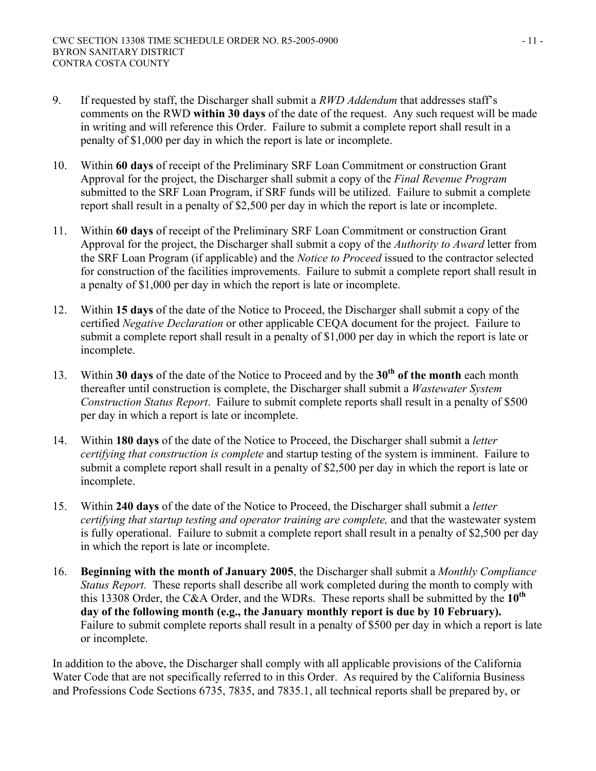9. If requested by staff, the Discharger shall submit a *RWD Addendum* that addresses staff's comments on the RWD **within 30 days** of the date of the request. Any such request will be made in writing and will reference this Order. Failure to submit a complete report shall result in a penalty of $1,000 per day in which the report is late or incomplete.

10. Within **60 days** of receipt of the Preliminary SRF Loan Commitment or construction Grant Approval for the project, the Discharger shall submit a copy of the *Final Revenue Program* submitted to the SRF Loan Program, if SRF funds will be utilized. Failure to submit a complete report shall result in a penalty of $2,500 per day in which the report is late or incomplete.

11. Within **60 days** of receipt of the Preliminary SRF Loan Commitment or construction Grant Approval for the project, the Discharger shall submit a copy of the *Authority to Award* letter from the SRF Loan Program (if applicable) and the *Notice to Proceed* issued to the contractor selected for construction of the facilities improvements. Failure to submit a complete report shall result in a penalty of $1,000 per day in which the report is late or incomplete.

12. Within **15 days** of the date of the Notice to Proceed, the Discharger shall submit a copy of the certified *Negative Declaration* or other applicable CEQA document for the project. Failure to submit a complete report shall result in a penalty of $1,000 per day in which the report is late or incomplete.

13. Within **30 days** of the date of the Notice to Proceed and by the **30th of the month** each month thereafter until construction is complete, the Discharger shall submit a *Wastewater System Construction Status Report*. Failure to submit complete reports shall result in a penalty of $500 per day in which a report is late or incomplete.

14. Within **180 days** of the date of the Notice to Proceed, the Discharger shall submit a *letter certifying that construction is complete* and startup testing of the system is imminent. Failure to submit a complete report shall result in a penalty of $2,500 per day in which the report is late or incomplete.

15. Within **240 days** of the date of the Notice to Proceed, the Discharger shall submit a *letter certifying that startup testing and operator training are complete,* and that the wastewater system is fully operational. Failure to submit a complete report shall result in a penalty of $2,500 per day in which the report is late or incomplete.

16. **Beginning with the month of January 2005**, the Discharger shall submit a *Monthly Compliance Status Report.* These reports shall describe all work completed during the month to comply with this 13308 Order, the C&A Order, and the WDRs. These reports shall be submitted by the **10th day of the following month (e.g., the January monthly report is due by 10 February).** Failure to submit complete reports shall result in a penalty of $500 per day in which a report is late or incomplete.

In addition to the above, the Discharger shall comply with all applicable provisions of the California Water Code that are not specifically referred to in this Order. As required by the California Business and Professions Code Sections 6735, 7835, and 7835.1, all technical reports shall be prepared by, or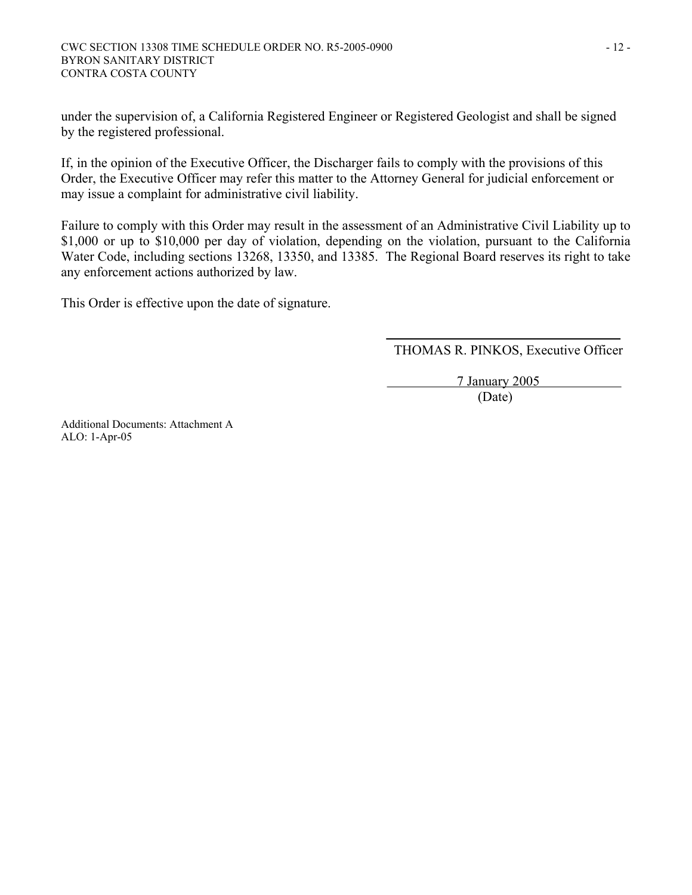under the supervision of, a California Registered Engineer or Registered Geologist and shall be signed by the registered professional.

If, in the opinion of the Executive Officer, the Discharger fails to comply with the provisions of this Order, the Executive Officer may refer this matter to the Attorney General for judicial enforcement or may issue a complaint for administrative civil liability.

Failure to comply with this Order may result in the assessment of an Administrative Civil Liability up to $1,000 or up to $10,000 per day of violation, depending on the violation, pursuant to the California Water Code, including sections 13268, 13350, and 13385. The Regional Board reserves its right to take any enforcement actions authorized by law.

This Order is effective upon the date of signature.

THOMAS R. PINKOS, Executive Officer

7 January 2005
(Date)

Additional Documents: Attachment A
ALO: 1-Apr-05